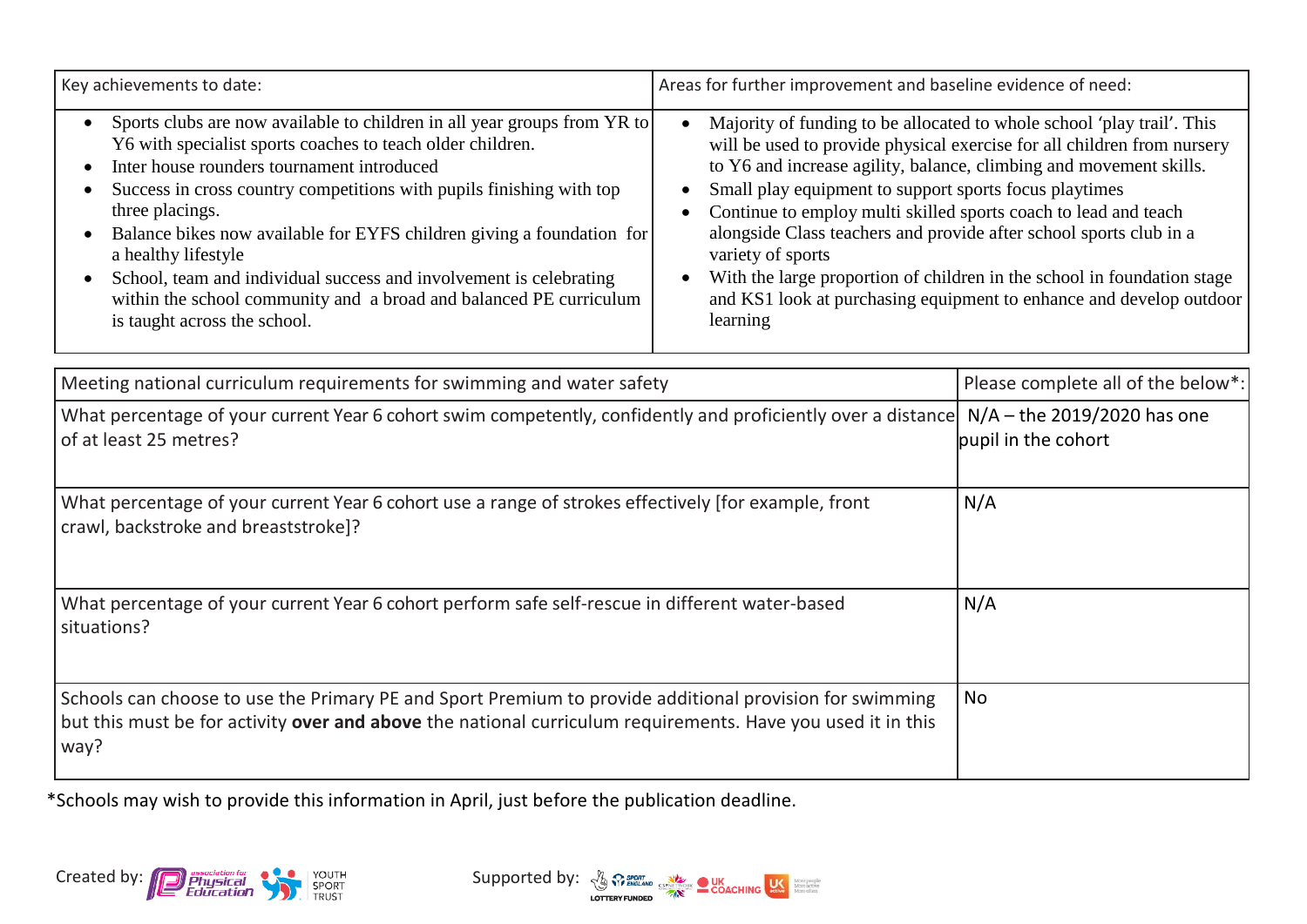| Key achievements to date: | Areas for further improvement and baseline evidence of need: |
| --- | --- |
| • Sports clubs are now available to children in all year groups from YR to Y6 with specialist sports coaches to teach older children.<br>• Inter house rounders tournament introduced<br>• Success in cross country competitions with pupils finishing with top three placings.<br>• Balance bikes now available for EYFS children giving a foundation for a healthy lifestyle<br>• School, team and individual success and involvement is celebrating within the school community and a broad and balanced PE curriculum is taught across the school. | • Majority of funding to be allocated to whole school 'play trail'. This will be used to provide physical exercise for all children from nursery to Y6 and increase agility, balance, climbing and movement skills.<br>• Small play equipment to support sports focus playtimes<br>• Continue to employ multi skilled sports coach to lead and teach alongside Class teachers and provide after school sports club in a variety of sports<br>• With the large proportion of children in the school in foundation stage and KS1 look at purchasing equipment to enhance and develop outdoor learning |

| Meeting national curriculum requirements for swimming and water safety | Please complete all of the below*: |
| --- | --- |
| What percentage of your current Year 6 cohort swim competently, confidently and proficiently over a distance of at least 25 metres? | N/A – the 2019/2020 has one pupil in the cohort |
| What percentage of your current Year 6 cohort use a range of strokes effectively [for example, front crawl, backstroke and breaststroke]? | N/A |
| What percentage of your current Year 6 cohort perform safe self-rescue in different water-based situations? | N/A |
| Schools can choose to use the Primary PE and Sport Premium to provide additional provision for swimming but this must be for activity **over and above** the national curriculum requirements. Have you used it in this way? | No |

*Schools may wish to provide this information in April, just before the publication deadline.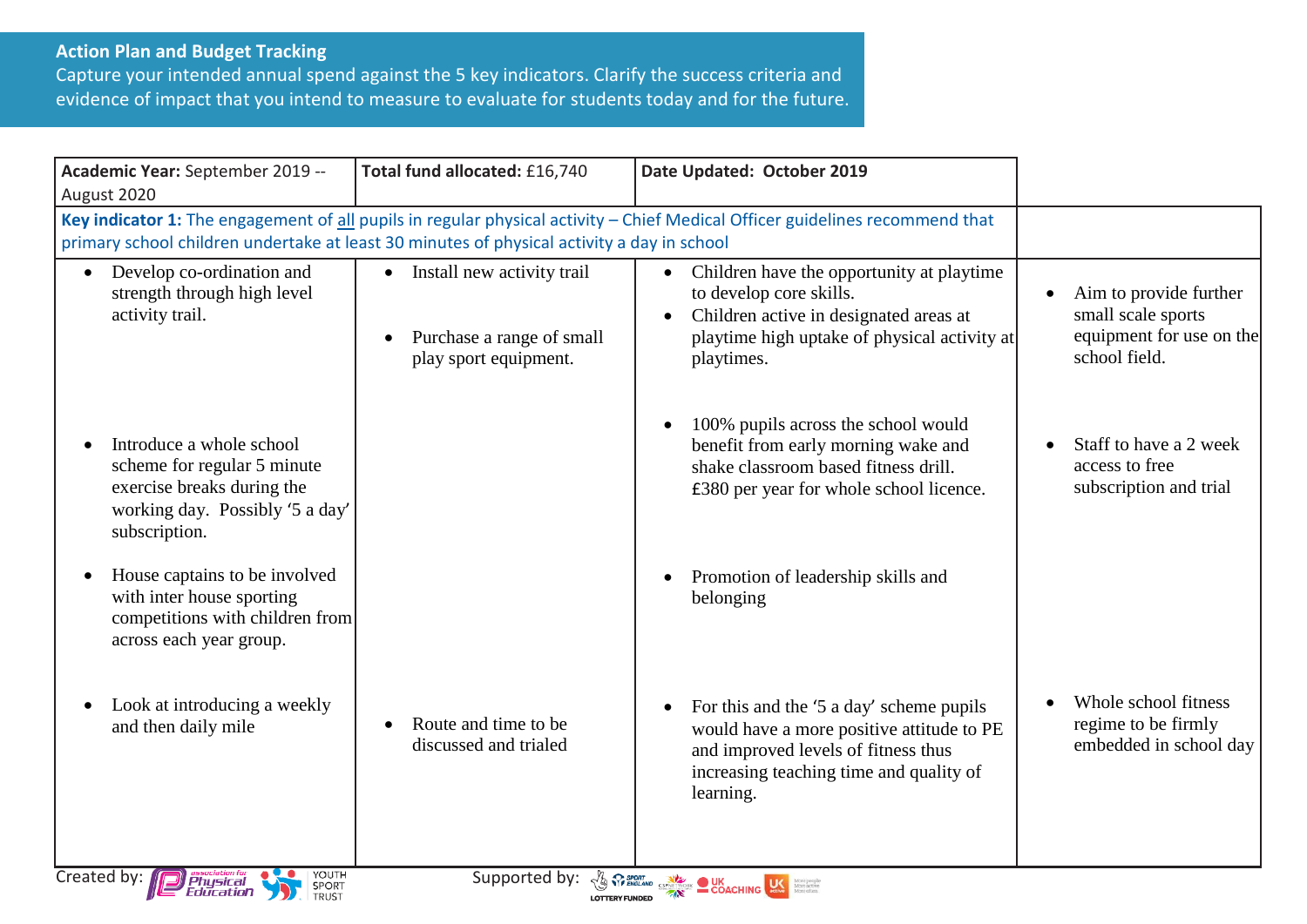## Action Plan and Budget Tracking

Capture your intended annual spend against the 5 key indicators. Clarify the success criteria and evidence of impact that you intend to measure to evaluate for students today and for the future.

| **Academic Year:** September 2019 -- August 2020 | **Total fund allocated:** £16,740 | **Date Updated: October 2019** | |
|---|---|---|---|
| **Key indicator 1:** The engagement of all pupils in regular physical activity – Chief Medical Officer guidelines recommend that primary school children undertake at least 30 minutes of physical activity a day in school | | | |
| • Develop co-ordination and strength through high level activity trail. | • Install new activity trail<br><br>• Purchase a range of small play sport equipment. | • Children have the opportunity at playtime to develop core skills.<br>• Children active in designated areas at playtime high uptake of physical activity at playtimes. | • Aim to provide further small scale sports equipment for use on the school field. |
| • Introduce a whole school scheme for regular 5 minute exercise breaks during the working day. Possibly '5 a day' subscription. | | • 100% pupils across the school would benefit from early morning wake and shake classroom based fitness drill. £380 per year for whole school licence. | • Staff to have a 2 week access to free subscription and trial |
| • House captains to be involved with inter house sporting competitions with children from across each year group. | | • Promotion of leadership skills and belonging | |
| • Look at introducing a weekly and then daily mile | • Route and time to be discussed and trialed | • For this and the '5 a day' scheme pupils would have a more positive attitude to PE and improved levels of fitness thus increasing teaching time and quality of learning. | • Whole school fitness regime to be firmly embedded in school day |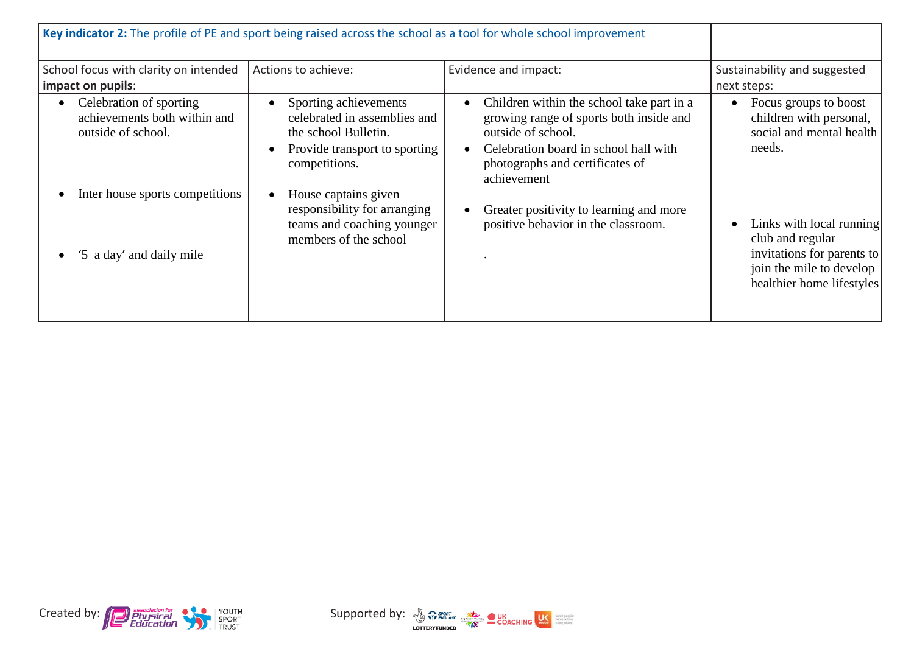| **Key indicator 2:** The profile of PE and sport being raised across the school as a tool for whole school improvement | | | |
|---|---|---|---|
| School focus with clarity on intended **impact on pupils**: | Actions to achieve: | Evidence and impact: | Sustainability and suggested next steps: |
| • Celebration of sporting achievements both within and outside of school.<br><br>• Inter house sports competitions<br><br>• '5 a day' and daily mile | • Sporting achievements celebrated in assemblies and the school Bulletin.<br>• Provide transport to sporting competitions.<br><br>• House captains given responsibility for arranging teams and coaching younger members of the school | • Children within the school take part in a growing range of sports both inside and outside of school.<br>• Celebration board in school hall with photographs and certificates of achievement<br><br>• Greater positivity to learning and more positive behavior in the classroom.<br><br>. | • Focus groups to boost children with personal, social and mental health needs.<br><br>• Links with local running club and regular invitations for parents to join the mile to develop healthier home lifestyles |

Created by: association for Physical Education, Youth Sport Trust

Supported by: Sport England Lottery Funded, CSPNetwork, UK Coaching, UK Active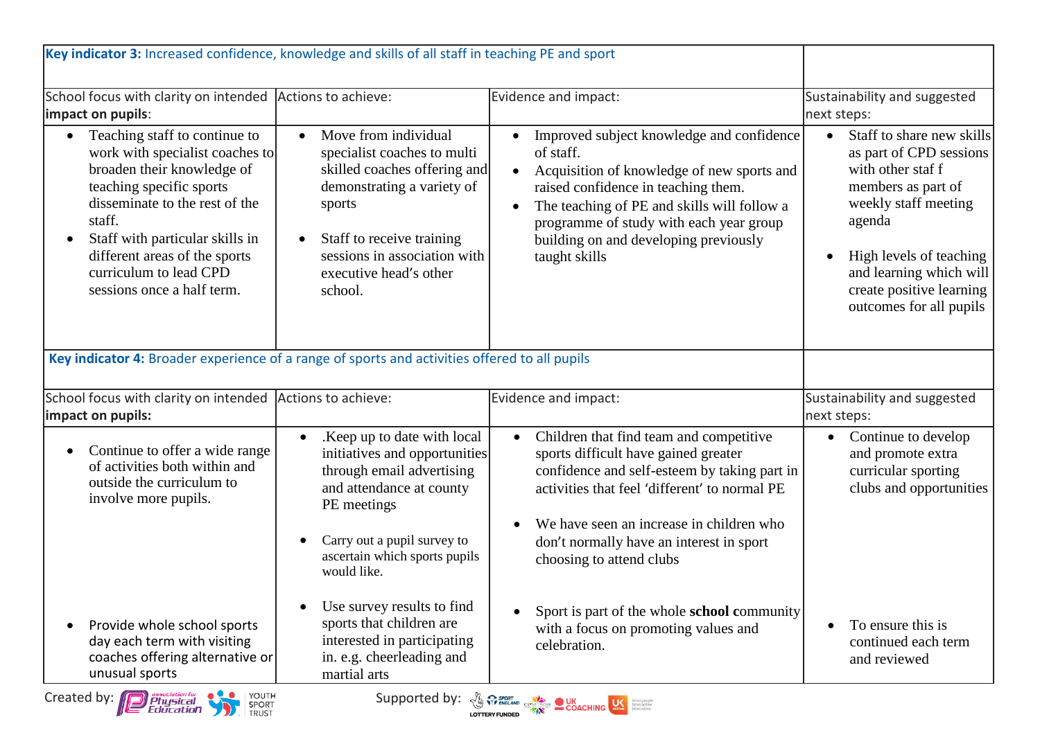| **Key indicator 3:** Increased confidence, knowledge and skills of all staff in teaching PE and sport | | | |
|---|---|---|---|
| School focus with clarity on intended **impact on pupils**: | Actions to achieve: | Evidence and impact: | Sustainability and suggested next steps: |
| • Teaching staff to continue to work with specialist coaches to broaden their knowledge of teaching specific sports disseminate to the rest of the staff.<br>• Staff with particular skills in different areas of the sports curriculum to lead CPD sessions once a half term. | • Move from individual specialist coaches to multi skilled coaches offering and demonstrating a variety of sports<br><br>• Staff to receive training sessions in association with executive head's other school. | • Improved subject knowledge and confidence of staff.<br>• Acquisition of knowledge of new sports and raised confidence in teaching them.<br>• The teaching of PE and skills will follow a programme of study with each year group building on and developing previously taught skills | • Staff to share new skills as part of CPD sessions with other staf f members as part of weekly staff meeting agenda<br><br>• High levels of teaching and learning which will create positive learning outcomes for all pupils |

| **Key indicator 4:** Broader experience of a range of sports and activities offered to all pupils | | | |
|---|---|---|---|
| School focus with clarity on intended **impact on pupils:** | Actions to achieve: | Evidence and impact: | Sustainability and suggested next steps: |
| • Continue to offer a wide range of activities both within and outside the curriculum to involve more pupils.<br><br>• Provide whole school sports day each term with visiting coaches offering alternative or unusual sports | • .Keep up to date with local initiatives and opportunities through email advertising and attendance at county PE meetings<br><br>• Carry out a pupil survey to ascertain which sports pupils would like.<br><br>• Use survey results to find sports that children are interested in participating in. e.g. cheerleading and martial arts | • Children that find team and competitive sports difficult have gained greater confidence and self-esteem by taking part in activities that feel 'different' to normal PE<br><br>• We have seen an increase in children who don't normally have an interest in sport choosing to attend clubs<br><br>• Sport is part of the whole **school c**ommunity with a focus on promoting values and celebration. | • Continue to develop and promote extra curricular sporting clubs and opportunities<br><br>• To ensure this is continued each term and reviewed |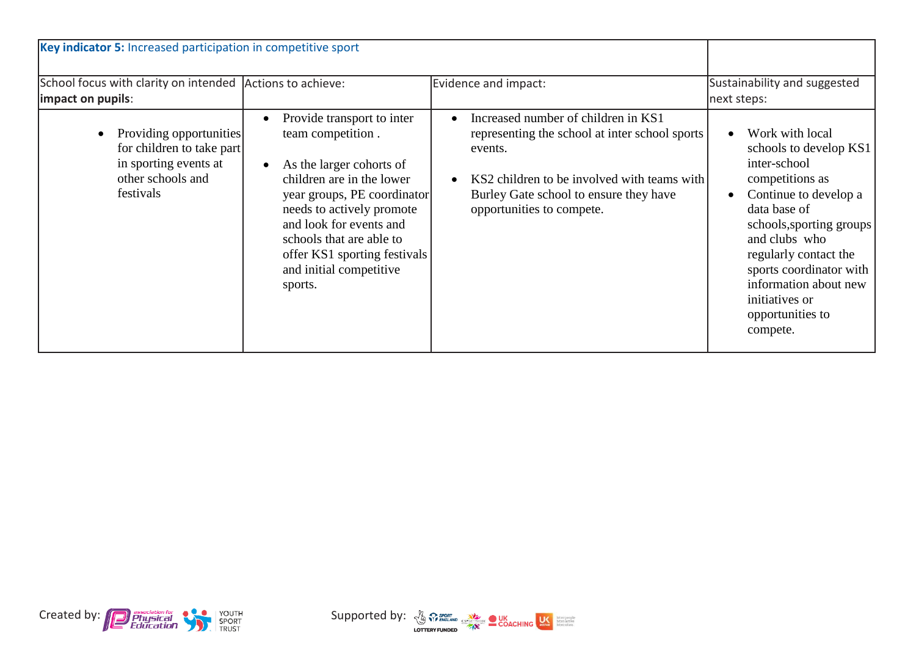| **Key indicator 5:** Increased participation in competitive sport | | | |
|---|---|---|---|
| School focus with clarity on intended **impact on pupils**: | Actions to achieve: | Evidence and impact: | Sustainability and suggested next steps: |
| • Providing opportunities for children to take part in sporting events at other schools and festivals | • Provide transport to inter team competition .<br><br>• As the larger cohorts of children are in the lower year groups, PE coordinator needs to actively promote and look for events and schools that are able to offer KS1 sporting festivals and initial competitive sports. | • Increased number of children in KS1 representing the school at inter school sports events.<br><br>• KS2 children to be involved with teams with Burley Gate school to ensure they have opportunities to compete. | • Work with local schools to develop KS1 inter-school competitions as<br>• Continue to develop a data base of schools,sporting groups and clubs who regularly contact the sports coordinator with information about new initiatives or opportunities to compete. |

Created by: Association for Physical Education, Youth Sport Trust

Supported by: Sport England (Lottery Funded), CSPN, UK Coaching, UK Active